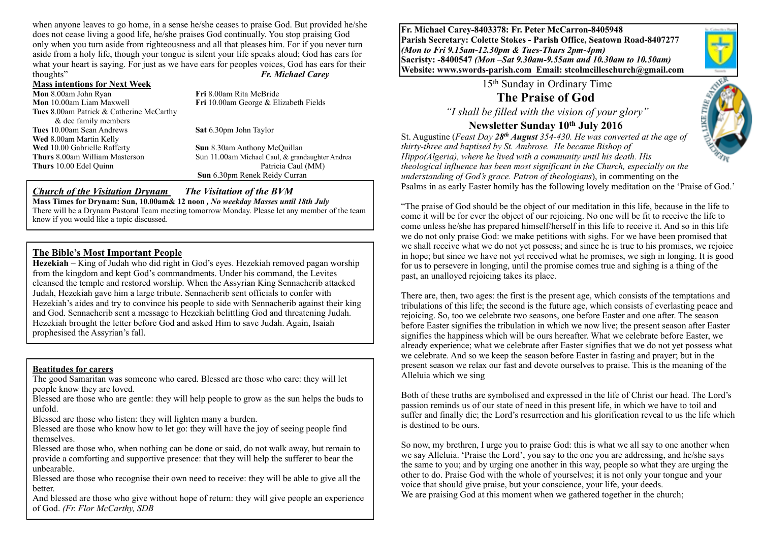when anyone leaves to go home, in a sense he/she ceases to praise God. But provided he/she does not cease living a good life, he/she praises God continually. You stop praising God only when you turn aside from righteousness and all that pleases him. For if you never turn aside from a holy life, though your tongue is silent your life speaks aloud; God has ears for what your heart is saying. For just as we have ears for peoples voices, God has ears for their thoughts" ***Fr. Michael Carey***

**Mass intentions for Next Week**

**Mon** 8.00am John Ryan
**Mon** 10.00am Liam Maxwell
**Tues** 8.00am Patrick & Catherine McCarthy & dec family members
**Tues** 10.00am Sean Andrews
**Wed** 8.00am Martin Kelly
**Wed** 10.00 Gabrielle Rafferty
**Thurs** 8.00am William Masterson
**Thurs** 10.00 Edel Quinn
**Fri** 8.00am Rita McBride
**Fri** 10.00am George & Elizabeth Fields
**Sat** 6.30pm John Taylor
**Sun** 8.30am Anthony McQuillan
Sun 11.00am Michael Caul, & granddaughter Andrea Patricia Caul (MM)
**Sun** 6.30pm Renek Reidy Curran

***Church of the Visitation Drynam*** ***The Visitation of the BVM***

**Mass Times for Drynam: Sun, 10.00am& 12 noon ,** ***No weekday Masses until 18th July***
There will be a Drynam Pastoral Team meeting tomorrow Monday. Please let any member of the team know if you would like a topic discussed.

**The Bible's Most Important People**

**Hezekiah** – King of Judah who did right in God's eyes. Hezekiah removed pagan worship from the kingdom and kept God's commandments. Under his command, the Levites cleansed the temple and restored worship. When the Assyrian King Sennacherib attacked Judah, Hezekiah gave him a large tribute. Sennacherib sent officials to confer with Hezekiah's aides and try to convince his people to side with Sennacherib against their king and God. Sennacherib sent a message to Hezekiah belittling God and threatening Judah. Hezekiah brought the letter before God and asked Him to save Judah. Again, Isaiah prophesised the Assyrian's fall.

**Beatitudes for carers**

The good Samaritan was someone who cared. Blessed are those who care: they will let people know they are loved.
Blessed are those who are gentle: they will help people to grow as the sun helps the buds to unfold.
Blessed are those who listen: they will lighten many a burden.
Blessed are those who know how to let go: they will have the joy of seeing people find themselves.
Blessed are those who, when nothing can be done or said, do not walk away, but remain to provide a comforting and supportive presence: that they will help the sufferer to bear the unbearable.
Blessed are those who recognise their own need to receive: they will be able to give all the better.
And blessed are those who give without hope of return: they will give people an experience of God. *(Fr. Flor McCarthy, SDB*

**Fr. Michael Carey-8403378: Fr. Peter McCarron-8405948**
**Parish Secretary: Colette Stokes - Parish Office, Seatown Road-8407277**
***(Mon to Fri 9.15am-12.30pm & Tues-Thurs 2pm-4pm)***
**Sacristy: -8400547** ***(Mon –Sat 9.30am-9.55am and 10.30am to 10.50am)***
**Website: www.swords-parish.com Email: stcolmcilleschurch@gmail.com**

15th Sunday in Ordinary Time

# The Praise of God

*"I shall be filled with the vision of your glory"*

## Newsletter Sunday 10th July 2016

St. Augustine (*Feast Day **28th August** 354-430. He was converted at the age of thirty-three and baptised by St. Ambrose. He became Bishop of Hippo(Algeria), where he lived with a community until his death. His theological influence has been most significant in the Church, especially on the understanding of God's grace. Patron of theologians*), in commenting on the Psalms in as early Easter homily has the following lovely meditation on the 'Praise of God.'

"The praise of God should be the object of our meditation in this life, because in the life to come it will be for ever the object of our rejoicing. No one will be fit to receive the life to come unless he/she has prepared himself/herself in this life to receive it. And so in this life we do not only praise God: we make petitions with sighs. For we have been promised that we shall receive what we do not yet possess; and since he is true to his promises, we rejoice in hope; but since we have not yet received what he promises, we sigh in longing. It is good for us to persevere in longing, until the promise comes true and sighing is a thing of the past, an unalloyed rejoicing takes its place.

There are, then, two ages: the first is the present age, which consists of the temptations and tribulations of this life; the second is the future age, which consists of everlasting peace and rejoicing. So, too we celebrate two seasons, one before Easter and one after. The season before Easter signifies the tribulation in which we now live; the present season after Easter signifies the happiness which will be ours hereafter. What we celebrate before Easter, we already experience; what we celebrate after Easter signifies that we do not yet possess what we celebrate. And so we keep the season before Easter in fasting and prayer; but in the present season we relax our fast and devote ourselves to praise. This is the meaning of the Alleluia which we sing

Both of these truths are symbolised and expressed in the life of Christ our head. The Lord's passion reminds us of our state of need in this present life, in which we have to toil and suffer and finally die; the Lord's resurrection and his glorification reveal to us the life which is destined to be ours.

So now, my brethren, I urge you to praise God: this is what we all say to one another when we say Alleluia. 'Praise the Lord', you say to the one you are addressing, and he/she says the same to you; and by urging one another in this way, people so what they are urging the other to do. Praise God with the whole of yourselves; it is not only your tongue and your voice that should give praise, but your conscience, your life, your deeds.
We are praising God at this moment when we gathered together in the church;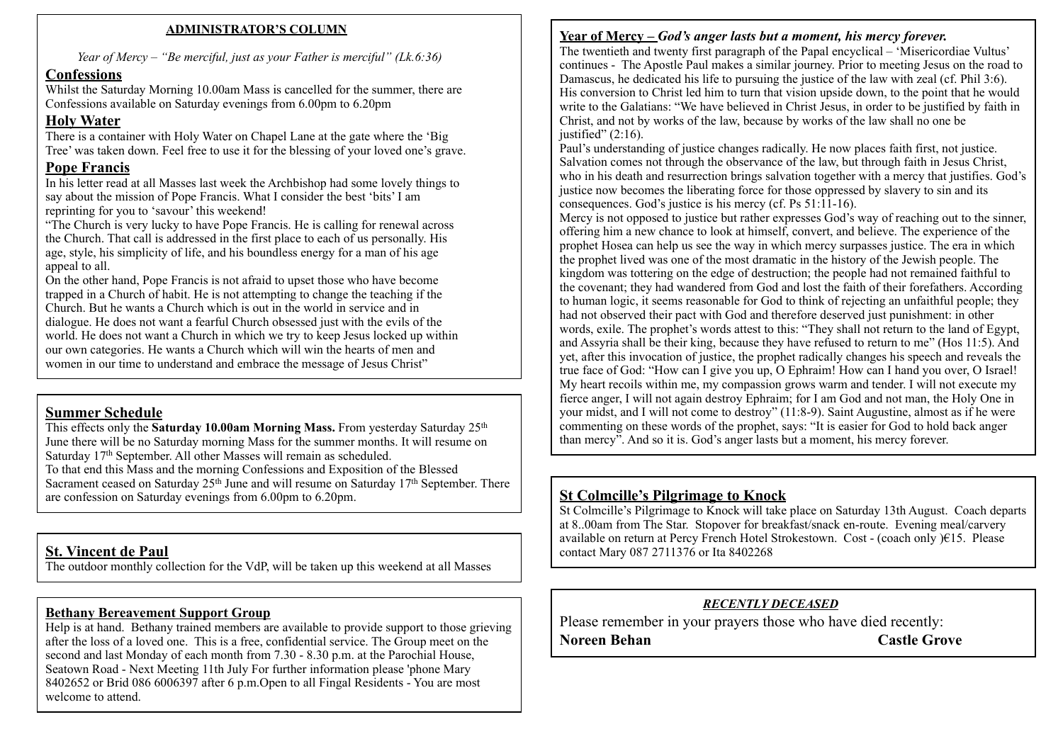## ADMINISTRATOR'S COLUMN

*Year of Mercy – "Be merciful, just as your Father is merciful" (Lk.6:36)*

### Confessions

Whilst the Saturday Morning 10.00am Mass is cancelled for the summer, there are Confessions available on Saturday evenings from 6.00pm to 6.20pm

### Holy Water

There is a container with Holy Water on Chapel Lane at the gate where the 'Big Tree' was taken down. Feel free to use it for the blessing of your loved one's grave.

### Pope Francis

In his letter read at all Masses last week the Archbishop had some lovely things to say about the mission of Pope Francis. What I consider the best 'bits' I am reprinting for you to 'savour' this weekend!

"The Church is very lucky to have Pope Francis. He is calling for renewal across the Church. That call is addressed in the first place to each of us personally. His age, style, his simplicity of life, and his boundless energy for a man of his age appeal to all.

On the other hand, Pope Francis is not afraid to upset those who have become trapped in a Church of habit. He is not attempting to change the teaching if the Church. But he wants a Church which is out in the world in service and in dialogue. He does not want a fearful Church obsessed just with the evils of the world. He does not want a Church in which we try to keep Jesus locked up within our own categories. He wants a Church which will win the hearts of men and women in our time to understand and embrace the message of Jesus Christ"

## Summer Schedule

This effects only the **Saturday 10.00am Morning Mass.** From yesterday Saturday 25th June there will be no Saturday morning Mass for the summer months. It will resume on Saturday 17th September. All other Masses will remain as scheduled.

To that end this Mass and the morning Confessions and Exposition of the Blessed Sacrament ceased on Saturday 25th June and will resume on Saturday 17th September. There are confession on Saturday evenings from 6.00pm to 6.20pm.

## St. Vincent de Paul

The outdoor monthly collection for the VdP, will be taken up this weekend at all Masses

## Bethany Bereavement Support Group

Help is at hand. Bethany trained members are available to provide support to those grieving after the loss of a loved one. This is a free, confidential service. The Group meet on the second and last Monday of each month from 7.30 - 8.30 p.m. at the Parochial House, Seatown Road - Next Meeting 11th July For further information please 'phone Mary 8402652 or Brid 086 6006397 after 6 p.m.Open to all Fingal Residents - You are most welcome to attend.

## Year of Mercy – *God's anger lasts but a moment, his mercy forever.*

The twentieth and twenty first paragraph of the Papal encyclical – 'Misericordiae Vultus' continues - The Apostle Paul makes a similar journey. Prior to meeting Jesus on the road to Damascus, he dedicated his life to pursuing the justice of the law with zeal (cf. Phil 3:6). His conversion to Christ led him to turn that vision upside down, to the point that he would write to the Galatians: "We have believed in Christ Jesus, in order to be justified by faith in Christ, and not by works of the law, because by works of the law shall no one be justified" (2:16).

Paul's understanding of justice changes radically. He now places faith first, not justice. Salvation comes not through the observance of the law, but through faith in Jesus Christ, who in his death and resurrection brings salvation together with a mercy that justifies. God's justice now becomes the liberating force for those oppressed by slavery to sin and its consequences. God's justice is his mercy (cf. Ps 51:11-16).

Mercy is not opposed to justice but rather expresses God's way of reaching out to the sinner, offering him a new chance to look at himself, convert, and believe. The experience of the prophet Hosea can help us see the way in which mercy surpasses justice. The era in which the prophet lived was one of the most dramatic in the history of the Jewish people. The kingdom was tottering on the edge of destruction; the people had not remained faithful to the covenant; they had wandered from God and lost the faith of their forefathers. According to human logic, it seems reasonable for God to think of rejecting an unfaithful people; they had not observed their pact with God and therefore deserved just punishment: in other words, exile. The prophet's words attest to this: "They shall not return to the land of Egypt, and Assyria shall be their king, because they have refused to return to me" (Hos 11:5). And yet, after this invocation of justice, the prophet radically changes his speech and reveals the true face of God: "How can I give you up, O Ephraim! How can I hand you over, O Israel! My heart recoils within me, my compassion grows warm and tender. I will not execute my fierce anger, I will not again destroy Ephraim; for I am God and not man, the Holy One in your midst, and I will not come to destroy" (11:8-9). Saint Augustine, almost as if he were commenting on these words of the prophet, says: "It is easier for God to hold back anger than mercy". And so it is. God's anger lasts but a moment, his mercy forever.

## St Colmcille's Pilgrimage to Knock

St Colmcille's Pilgrimage to Knock will take place on Saturday 13th August. Coach departs at 8..00am from The Star. Stopover for breakfast/snack en-route. Evening meal/carvery available on return at Percy French Hotel Strokestown. Cost - (coach only )€15. Please contact Mary 087 2711376 or Ita 8402268

***RECENTLY DECEASED***

Please remember in your prayers those who have died recently:

**Noreen Behan** **Castle Grove**